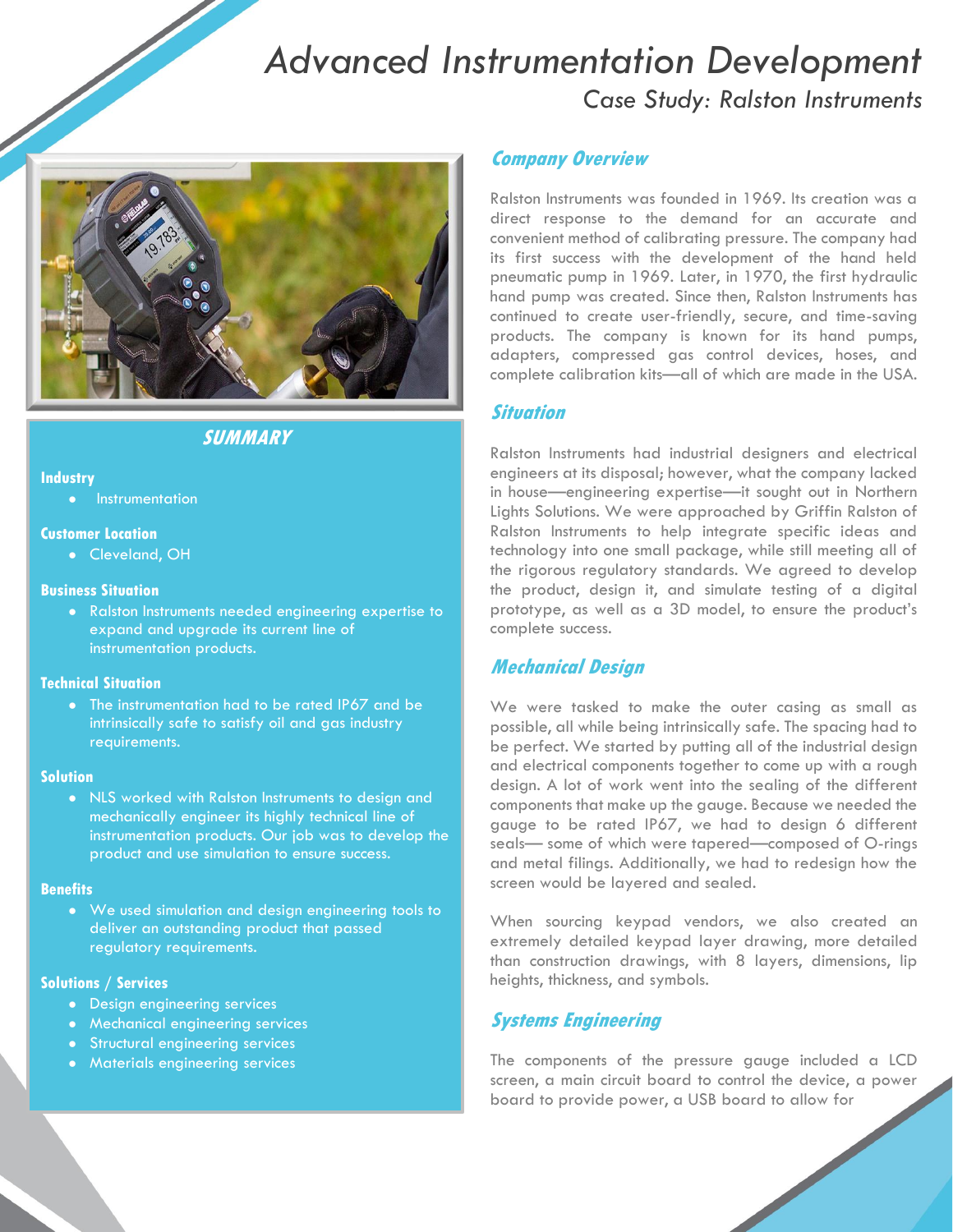# Advanced Instrumentation Development

*Case Study: Ralston Instruments*

## SUMMARY

**Industry**

- Instrumentation

**Customer Location**

- Cleveland, OH

**Business Situation**

- Ralston Instruments needed engineering expertise to expand and upgrade its current line of instrumentation products.

**Technical Situation**

- The instrumentation had to be rated IP67 and be intrinsically safe to satisfy oil and gas industry requirements.

**Solution**

- NLS worked with Ralston Instruments to design and mechanically engineer its highly technical line of instrumentation products. Our job was to develop the product and use simulation to ensure success.

**Benefits**

- We used simulation and design engineering tools to deliver an outstanding product that passed regulatory requirements.

**Solutions / Services**

- Design engineering services
- Mechanical engineering services
- Structural engineering services
- Materials engineering services

## *Company Overview*

Ralston Instruments was founded in 1969. Its creation was a direct response to the demand for an accurate and convenient method of calibrating pressure. The company had its first success with the development of the hand held pneumatic pump in 1969. Later, in 1970, the first hydraulic hand pump was created. Since then, Ralston Instruments has continued to create user-friendly, secure, and time-saving products. The company is known for its hand pumps, adapters, compressed gas control devices, hoses, and complete calibration kits—all of which are made in the USA.

## *Situation*

Ralston Instruments had industrial designers and electrical engineers at its disposal; however, what the company lacked in house—engineering expertise—it sought out in Northern Lights Solutions. We were approached by Griffin Ralston of Ralston Instruments to help integrate specific ideas and technology into one small package, while still meeting all of the rigorous regulatory standards. We agreed to develop the product, design it, and simulate testing of a digital prototype, as well as a 3D model, to ensure the product's complete success.

## *Mechanical Design*

We were tasked to make the outer casing as small as possible, all while being intrinsically safe. The spacing had to be perfect. We started by putting all of the industrial design and electrical components together to come up with a rough design. A lot of work went into the sealing of the different components that make up the gauge. Because we needed the gauge to be rated IP67, we had to design 6 different seals— some of which were tapered—composed of O-rings and metal filings. Additionally, we had to redesign how the screen would be layered and sealed.

When sourcing keypad vendors, we also created an extremely detailed keypad layer drawing, more detailed than construction drawings, with 8 layers, dimensions, lip heights, thickness, and symbols.

## *Systems Engineering*

The components of the pressure gauge included a LCD screen, a main circuit board to control the device, a power board to provide power, a USB board to allow for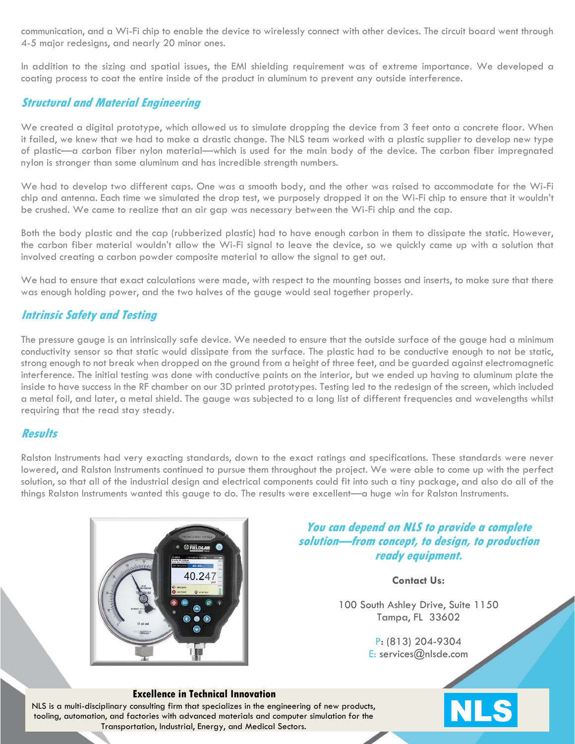communication, and a Wi-Fi chip to enable the device to wirelessly connect with other devices. The circuit board went through 4-5 major redesigns, and nearly 20 minor ones.

In addition to the sizing and spatial issues, the EMI shielding requirement was of extreme importance. We developed a coating process to coat the entire inside of the product in aluminum to prevent any outside interference.

## *Structural and Material Engineering*

We created a digital prototype, which allowed us to simulate dropping the device from 3 feet onto a concrete floor. When it failed, we knew that we had to make a drastic change. The NLS team worked with a plastic supplier to develop new type of plastic—a carbon fiber nylon material—which is used for the main body of the device. The carbon fiber impregnated nylon is stronger than some aluminum and has incredible strength numbers.

We had to develop two different caps. One was a smooth body, and the other was raised to accommodate for the Wi-Fi chip and antenna. Each time we simulated the drop test, we purposely dropped it on the Wi-Fi chip to ensure that it wouldn't be crushed. We came to realize that an air gap was necessary between the Wi-Fi chip and the cap.

Both the body plastic and the cap (rubberized plastic) had to have enough carbon in them to dissipate the static. However, the carbon fiber material wouldn't allow the Wi-Fi signal to leave the device, so we quickly came up with a solution that involved creating a carbon powder composite material to allow the signal to get out.

We had to ensure that exact calculations were made, with respect to the mounting bosses and inserts, to make sure that there was enough holding power, and the two halves of the gauge would seal together properly.

## *Intrinsic Safety and Testing*

The pressure gauge is an intrinsically safe device. We needed to ensure that the outside surface of the gauge had a minimum conductivity sensor so that static would dissipate from the surface. The plastic had to be conductive enough to not be static, strong enough to not break when dropped on the ground from a height of three feet, and be guarded against electromagnetic interference. The initial testing was done with conductive paints on the interior, but we ended up having to aluminum plate the inside to have success in the RF chamber on our 3D printed prototypes. Testing led to the redesign of the screen, which included a metal foil, and later, a metal shield. The gauge was subjected to a long list of different frequencies and wavelengths whilst requiring that the read stay steady.

## *Results*

Ralston Instruments had very exacting standards, down to the exact ratings and specifications. These standards were never lowered, and Ralston Instruments continued to pursue them throughout the project. We were able to come up with the perfect solution, so that all of the industrial design and electrical components could fit into such a tiny package, and also do all of the things Ralston Instruments wanted this gauge to do. The results were excellent—a huge win for Ralston Instruments.

***You can depend on NLS to provide a complete solution—from concept, to design, to production ready equipment.***

**Contact Us:**

100 South Ashley Drive, Suite 1150
Tampa, FL 33602

P: (813) 204-9304
E: services@nlsde.com

**Excellence in Technical Innovation**

NLS is a multi-disciplinary consulting firm that specializes in the engineering of new products, tooling, automation, and factories with advanced materials and computer simulation for the Transportation, Industrial, Energy, and Medical Sectors.

NLS